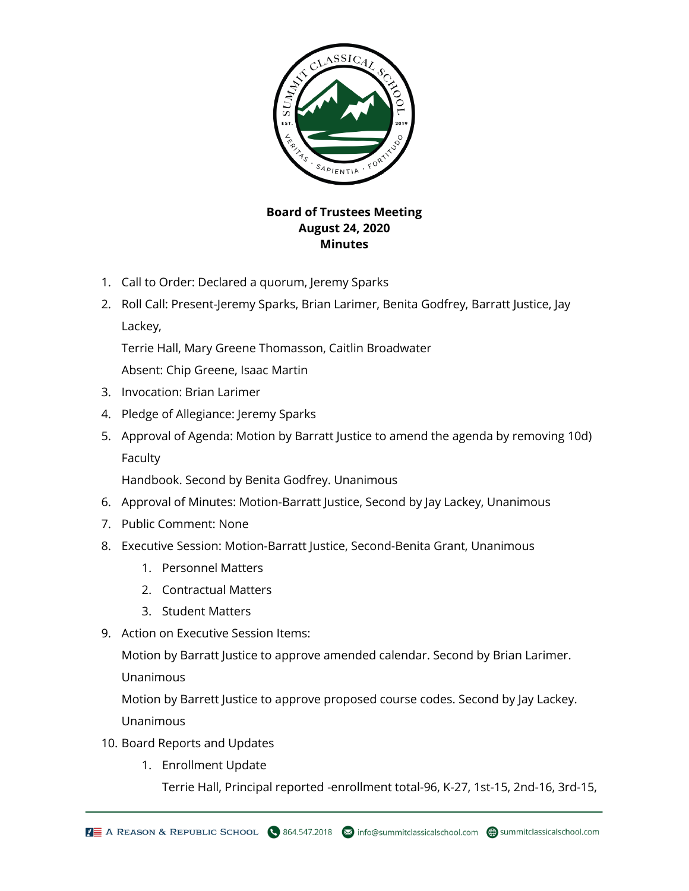**Board of Trustees Meeting**
**August 24, 2020**
**Minutes**

1. Call to Order: Declared a quorum, Jeremy Sparks
2. Roll Call: Present-Jeremy Sparks, Brian Larimer, Benita Godfrey, Barratt Justice, Jay Lackey,
   Terrie Hall, Mary Greene Thomasson, Caitlin Broadwater
   Absent: Chip Greene, Isaac Martin
3. Invocation: Brian Larimer
4. Pledge of Allegiance: Jeremy Sparks
5. Approval of Agenda: Motion by Barratt Justice to amend the agenda by removing 10d) Faculty
   Handbook. Second by Benita Godfrey. Unanimous
6. Approval of Minutes: Motion-Barratt Justice, Second by Jay Lackey, Unanimous
7. Public Comment: None
8. Executive Session: Motion-Barratt Justice, Second-Benita Grant, Unanimous
   1. Personnel Matters
   2. Contractual Matters
   3. Student Matters
9. Action on Executive Session Items:
   Motion by Barratt Justice to approve amended calendar. Second by Brian Larimer.
   Unanimous
   Motion by Barrett Justice to approve proposed course codes. Second by Jay Lackey.
   Unanimous
10. Board Reports and Updates
    1. Enrollment Update
       Terrie Hall, Principal reported -enrollment total-96, K-27, 1st-15, 2nd-16, 3rd-15,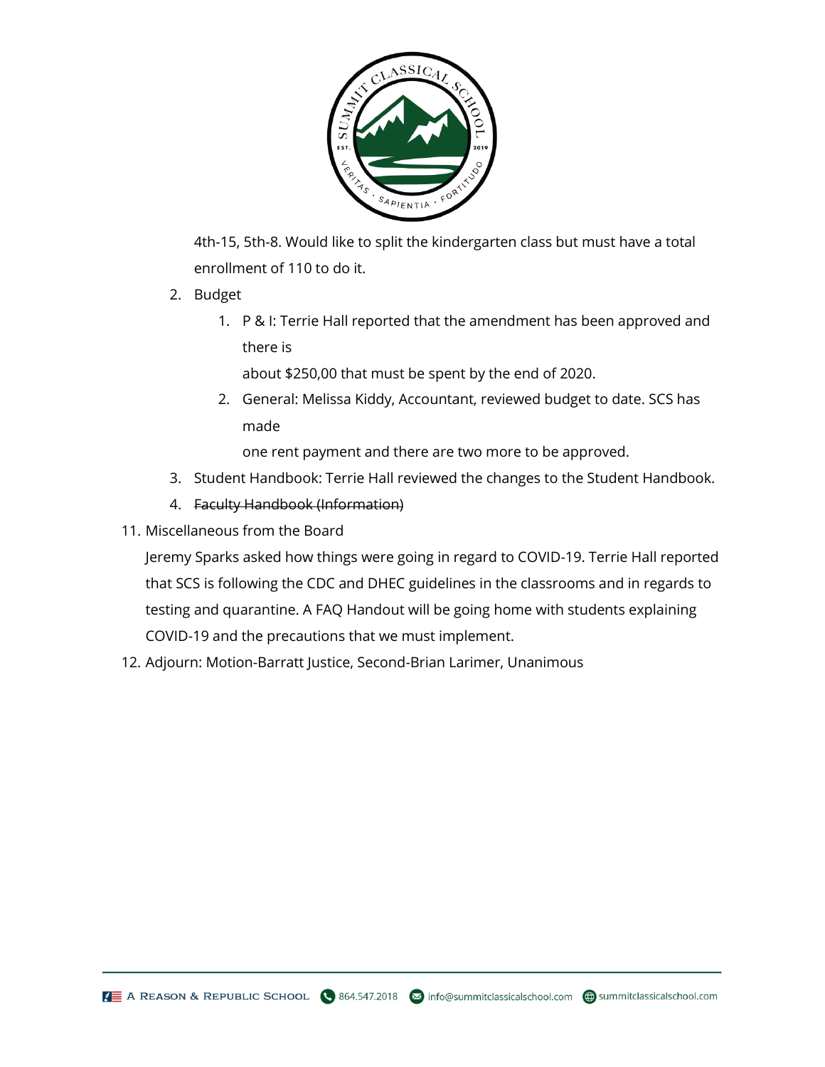4th-15, 5th-8. Would like to split the kindergarten class but must have a total enrollment of 110 to do it.

2. Budget
    1. P & I: Terrie Hall reported that the amendment has been approved and there is
       about $250,00 that must be spent by the end of 2020.
    2. General: Melissa Kiddy, Accountant, reviewed budget to date. SCS has made
       one rent payment and there are two more to be approved.
3. Student Handbook: Terrie Hall reviewed the changes to the Student Handbook.
4. ~~Faculty Handbook (Information)~~

11. Miscellaneous from the Board

    Jeremy Sparks asked how things were going in regard to COVID-19. Terrie Hall reported that SCS is following the CDC and DHEC guidelines in the classrooms and in regards to testing and quarantine. A FAQ Handout will be going home with students explaining COVID-19 and the precautions that we must implement.

12. Adjourn: Motion-Barratt Justice, Second-Brian Larimer, Unanimous